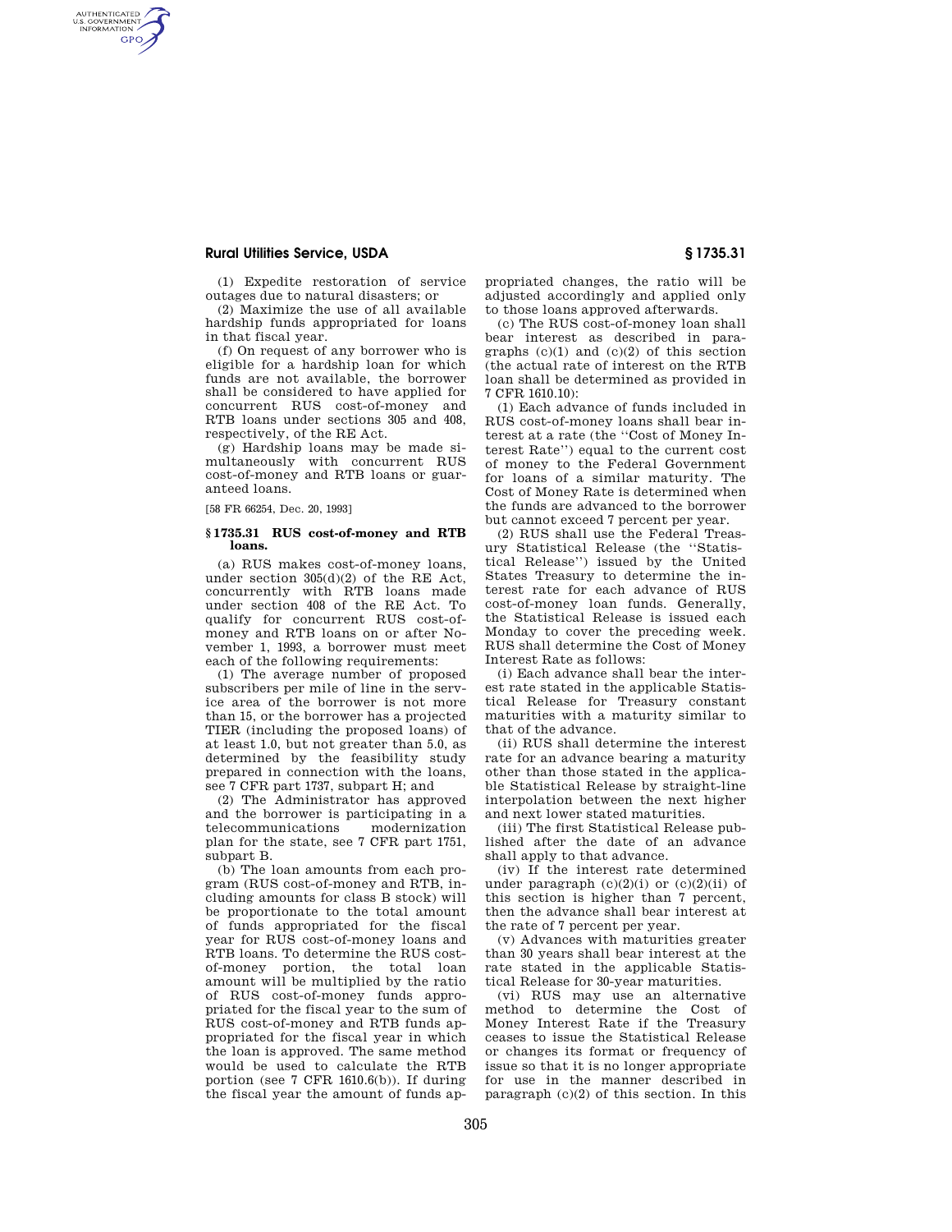(1) Expedite restoration of service outages due to natural disasters; or

(2) Maximize the use of all available hardship funds appropriated for loans in that fiscal year.

(f) On request of any borrower who is eligible for a hardship loan for which funds are not available, the borrower shall be considered to have applied for concurrent RUS cost-of-money and RTB loans under sections 305 and 408, respectively, of the RE Act.

(g) Hardship loans may be made simultaneously with concurrent RUS cost-of-money and RTB loans or guaranteed loans.

[58 FR 66254, Dec. 20, 1993]

### § 1735.31 RUS cost-of-money and RTB loans.

(a) RUS makes cost-of-money loans, under section 305(d)(2) of the RE Act, concurrently with RTB loans made under section 408 of the RE Act. To qualify for concurrent RUS cost-of-money and RTB loans on or after November 1, 1993, a borrower must meet each of the following requirements:

(1) The average number of proposed subscribers per mile of line in the service area of the borrower is not more than 15, or the borrower has a projected TIER (including the proposed loans) of at least 1.0, but not greater than 5.0, as determined by the feasibility study prepared in connection with the loans, see 7 CFR part 1737, subpart H; and

(2) The Administrator has approved and the borrower is participating in a telecommunications modernization plan for the state, see 7 CFR part 1751, subpart B.

(b) The loan amounts from each program (RUS cost-of-money and RTB, including amounts for class B stock) will be proportionate to the total amount of funds appropriated for the fiscal year for RUS cost-of-money loans and RTB loans. To determine the RUS cost-of-money portion, the total loan amount will be multiplied by the ratio of RUS cost-of-money funds appropriated for the fiscal year to the sum of RUS cost-of-money and RTB funds appropriated for the fiscal year in which the loan is approved. The same method would be used to calculate the RTB portion (see 7 CFR 1610.6(b)). If during the fiscal year the amount of funds appropriated changes, the ratio will be adjusted accordingly and applied only to those loans approved afterwards.

(c) The RUS cost-of-money loan shall bear interest as described in paragraphs (c)(1) and (c)(2) of this section (the actual rate of interest on the RTB loan shall be determined as provided in 7 CFR 1610.10):

(1) Each advance of funds included in RUS cost-of-money loans shall bear interest at a rate (the "Cost of Money Interest Rate") equal to the current cost of money to the Federal Government for loans of a similar maturity. The Cost of Money Rate is determined when the funds are advanced to the borrower but cannot exceed 7 percent per year.

(2) RUS shall use the Federal Treasury Statistical Release (the "Statistical Release") issued by the United States Treasury to determine the interest rate for each advance of RUS cost-of-money loan funds. Generally, the Statistical Release is issued each Monday to cover the preceding week. RUS shall determine the Cost of Money Interest Rate as follows:

(i) Each advance shall bear the interest rate stated in the applicable Statistical Release for Treasury constant maturities with a maturity similar to that of the advance.

(ii) RUS shall determine the interest rate for an advance bearing a maturity other than those stated in the applicable Statistical Release by straight-line interpolation between the next higher and next lower stated maturities.

(iii) The first Statistical Release published after the date of an advance shall apply to that advance.

(iv) If the interest rate determined under paragraph (c)(2)(i) or (c)(2)(ii) of this section is higher than 7 percent, then the advance shall bear interest at the rate of 7 percent per year.

(v) Advances with maturities greater than 30 years shall bear interest at the rate stated in the applicable Statistical Release for 30-year maturities.

(vi) RUS may use an alternative method to determine the Cost of Money Interest Rate if the Treasury ceases to issue the Statistical Release or changes its format or frequency of issue so that it is no longer appropriate for use in the manner described in paragraph (c)(2) of this section. In this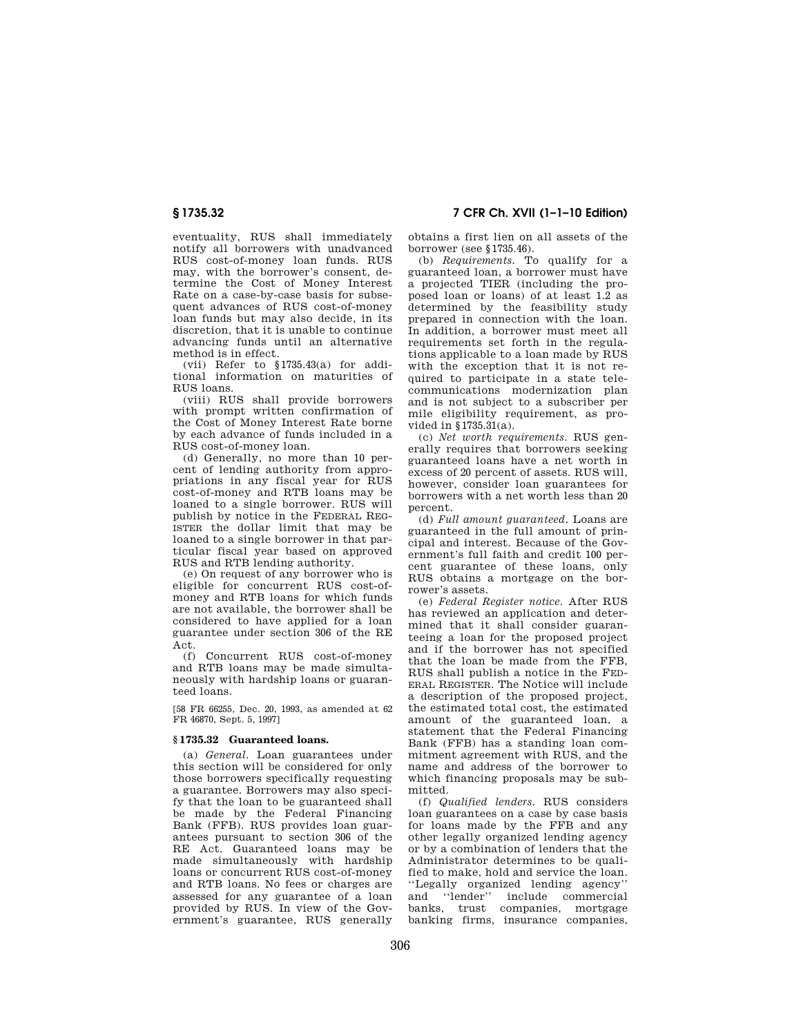eventuality, RUS shall immediately notify all borrowers with unadvanced RUS cost-of-money loan funds. RUS may, with the borrower's consent, determine the Cost of Money Interest Rate on a case-by-case basis for subsequent advances of RUS cost-of-money loan funds but may also decide, in its discretion, that it is unable to continue advancing funds until an alternative method is in effect.

(vii) Refer to §1735.43(a) for additional information on maturities of RUS loans.

(viii) RUS shall provide borrowers with prompt written confirmation of the Cost of Money Interest Rate borne by each advance of funds included in a RUS cost-of-money loan.

(d) Generally, no more than 10 percent of lending authority from appropriations in any fiscal year for RUS cost-of-money and RTB loans may be loaned to a single borrower. RUS will publish by notice in the FEDERAL REGISTER the dollar limit that may be loaned to a single borrower in that particular fiscal year based on approved RUS and RTB lending authority.

(e) On request of any borrower who is eligible for concurrent RUS cost-of-money and RTB loans for which funds are not available, the borrower shall be considered to have applied for a loan guarantee under section 306 of the RE Act.

(f) Concurrent RUS cost-of-money and RTB loans may be made simultaneously with hardship loans or guaranteed loans.

[58 FR 66255, Dec. 20, 1993, as amended at 62 FR 46870, Sept. 5, 1997]

### § 1735.32 Guaranteed loans.

(a) *General.* Loan guarantees under this section will be considered for only those borrowers specifically requesting a guarantee. Borrowers may also specify that the loan to be guaranteed shall be made by the Federal Financing Bank (FFB). RUS provides loan guarantees pursuant to section 306 of the RE Act. Guaranteed loans may be made simultaneously with hardship loans or concurrent RUS cost-of-money and RTB loans. No fees or charges are assessed for any guarantee of a loan provided by RUS. In view of the Government's guarantee, RUS generally obtains a first lien on all assets of the borrower (see §1735.46).

(b) *Requirements.* To qualify for a guaranteed loan, a borrower must have a projected TIER (including the proposed loan or loans) of at least 1.2 as determined by the feasibility study prepared in connection with the loan. In addition, a borrower must meet all requirements set forth in the regulations applicable to a loan made by RUS with the exception that it is not required to participate in a state telecommunications modernization plan and is not subject to a subscriber per mile eligibility requirement, as provided in §1735.31(a).

(c) *Net worth requirements.* RUS generally requires that borrowers seeking guaranteed loans have a net worth in excess of 20 percent of assets. RUS will, however, consider loan guarantees for borrowers with a net worth less than 20 percent.

(d) *Full amount guaranteed.* Loans are guaranteed in the full amount of principal and interest. Because of the Government's full faith and credit 100 percent guarantee of these loans, only RUS obtains a mortgage on the borrower's assets.

(e) *Federal Register notice.* After RUS has reviewed an application and determined that it shall consider guaranteeing a loan for the proposed project and if the borrower has not specified that the loan be made from the FFB, RUS shall publish a notice in the FEDERAL REGISTER. The Notice will include a description of the proposed project, the estimated total cost, the estimated amount of the guaranteed loan, a statement that the Federal Financing Bank (FFB) has a standing loan commitment agreement with RUS, and the name and address of the borrower to which financing proposals may be submitted.

(f) *Qualified lenders.* RUS considers loan guarantees on a case by case basis for loans made by the FFB and any other legally organized lending agency or by a combination of lenders that the Administrator determines to be qualified to make, hold and service the loan. ''Legally organized lending agency'' and ''lender'' include commercial banks, trust companies, mortgage banking firms, insurance companies,